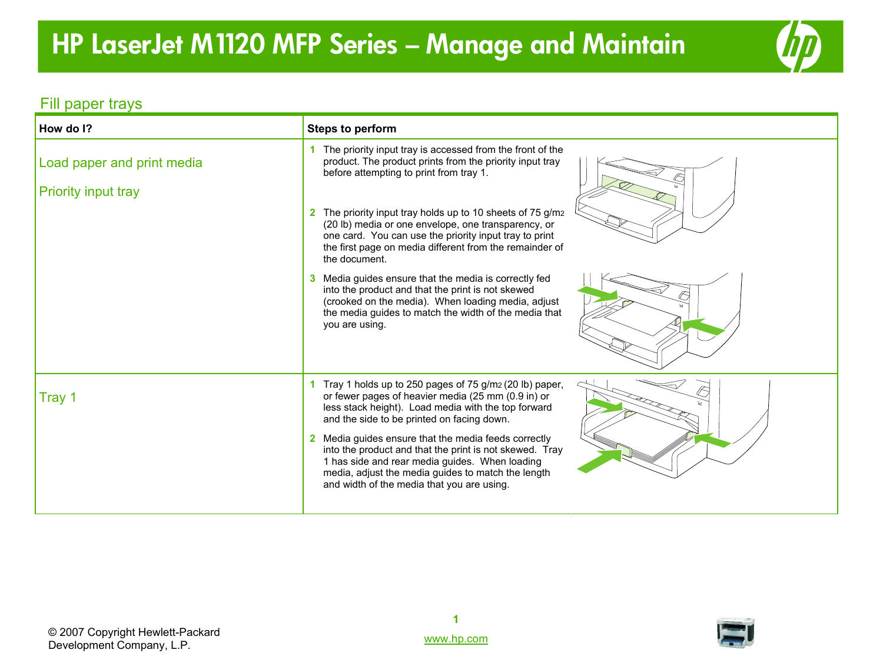# HP LaserJet M1120 MFP Series – Manage and Maintain

## Fill paper trays

| How do I? | Steps to perform |
|---|---|
| Load paper and print media<br><br>Priority input tray | **1** The priority input tray is accessed from the front of the product. The product prints from the priority input tray before attempting to print from tray 1.<br><br>**2** The priority input tray holds up to 10 sheets of 75 $g/m^2$ (20 lb) media or one envelope, one transparency, or one card. You can use the priority input tray to print the first page on media different from the remainder of the document.<br><br>**3** Media guides ensure that the media is correctly fed into the product and that the print is not skewed (crooked on the media). When loading media, adjust the media guides to match the width of the media that you are using. |
| Tray 1 | **1** Tray 1 holds up to 250 pages of 75 $g/m^2$ (20 lb) paper, or fewer pages of heavier media (25 mm (0.9 in) or less stack height). Load media with the top forward and the side to be printed on facing down.<br><br>**2** Media guides ensure that the media feeds correctly into the product and that the print is not skewed. Tray 1 has side and rear media guides. When loading media, adjust the media guides to match the length and width of the media that you are using. |

© 2007 Copyright Hewlett-Packard Development Company, L.P.

www.hp.com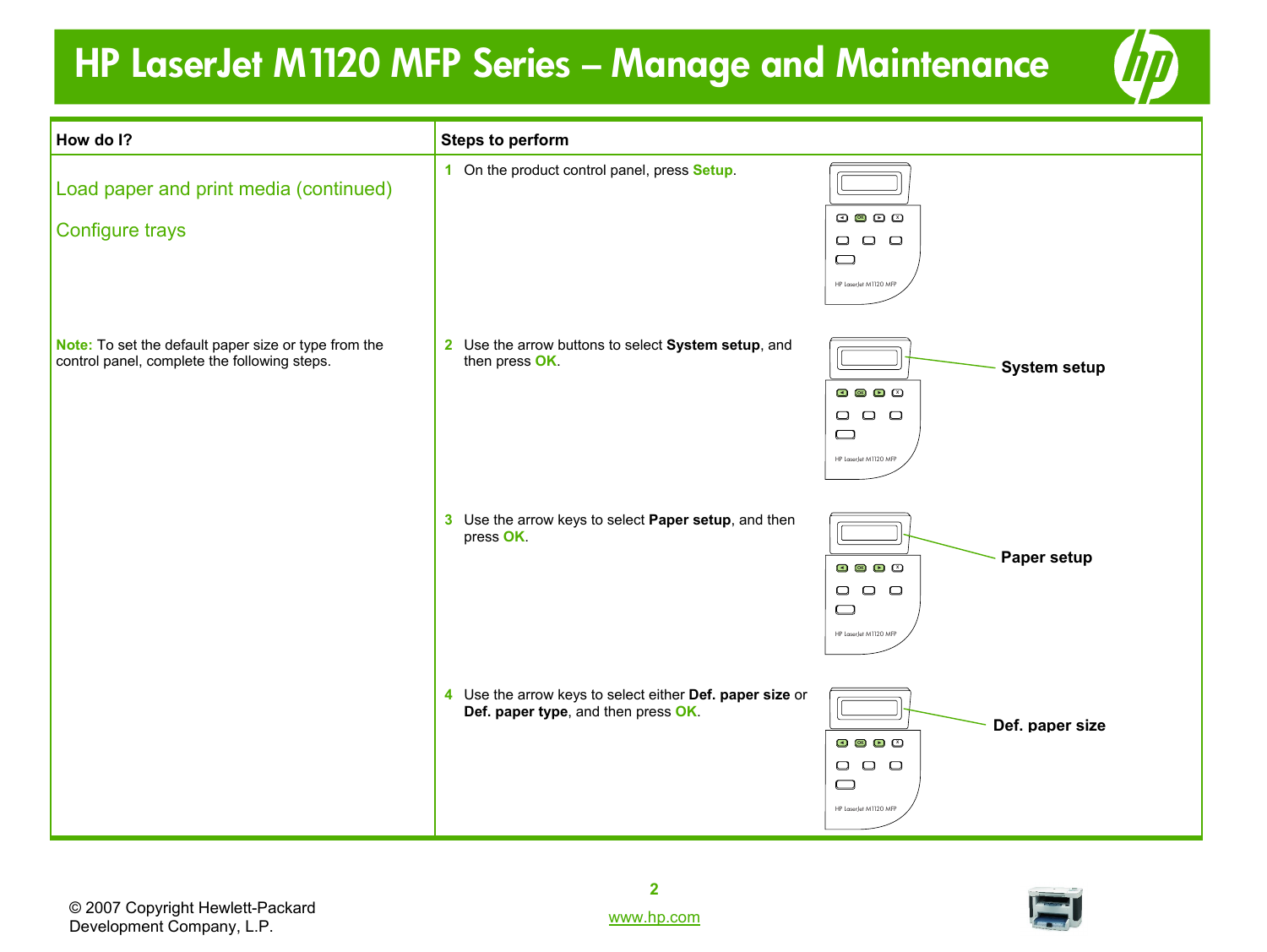# HP LaserJet M1120 MFP Series – Manage and Maintenance

| How do I? | Steps to perform |
|---|---|
| Load paper and print media (continued)<br><br>Configure trays | **1** On the product control panel, press **Setup**. |
| **Note:** To set the default paper size or type from the control panel, complete the following steps. | **2** Use the arrow buttons to select **System setup**, and then press **OK**.<br><br>**System setup** |
| | **3** Use the arrow keys to select **Paper setup**, and then press **OK**.<br><br>**Paper setup** |
| | **4** Use the arrow keys to select either **Def. paper size** or **Def. paper type**, and then press **OK**.<br><br>**Def. paper size** |

© 2007 Copyright Hewlett-Packard Development Company, L.P.

www.hp.com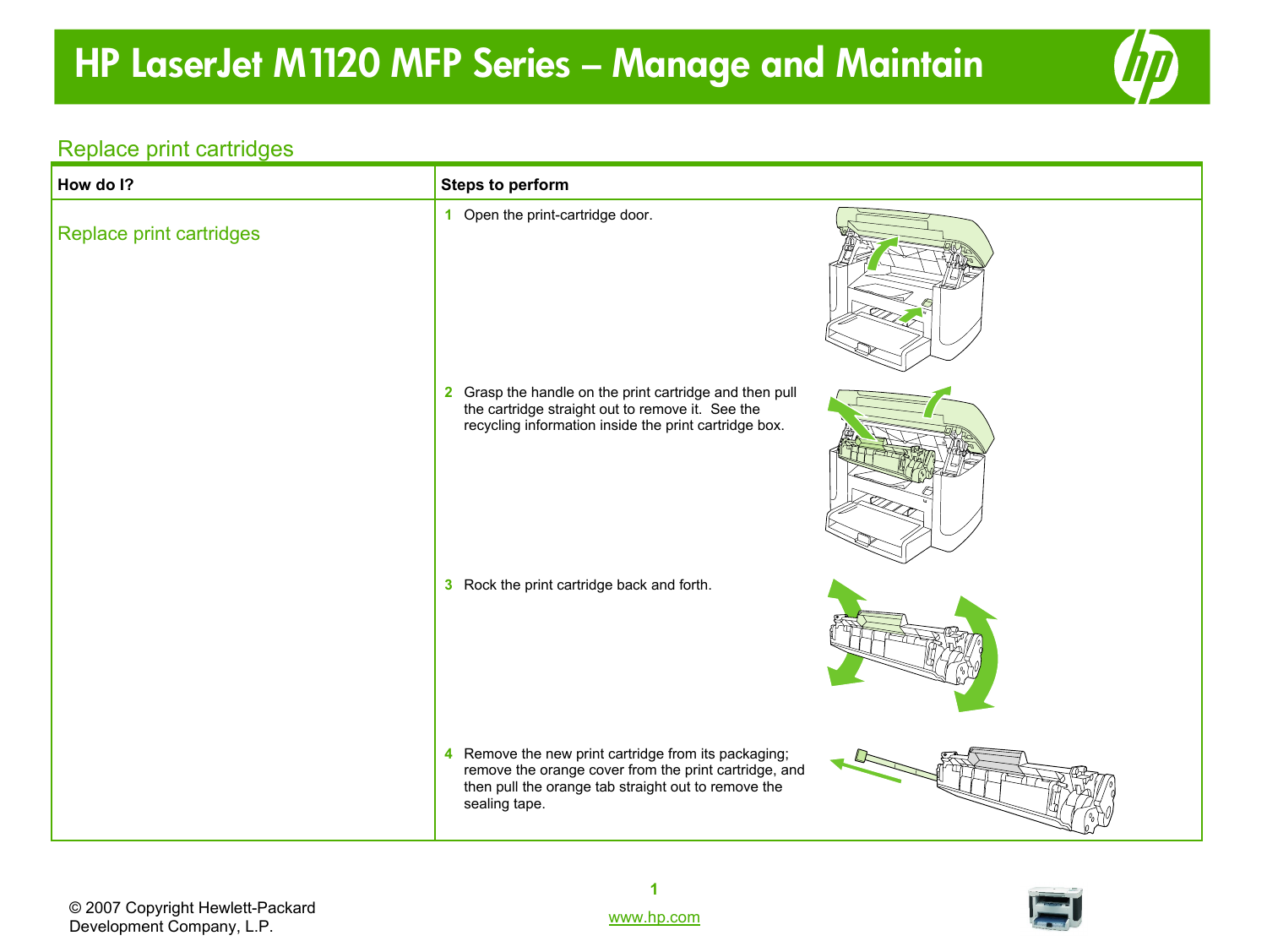# HP LaserJet M1120 MFP Series – Manage and Maintain

## Replace print cartridges

| How do I? | Steps to perform |
| --- | --- |
| Replace print cartridges | 1 Open the print-cartridge door.<br><br>2 Grasp the handle on the print cartridge and then pull the cartridge straight out to remove it. See the recycling information inside the print cartridge box.<br><br>3 Rock the print cartridge back and forth.<br><br>4 Remove the new print cartridge from its packaging; remove the orange cover from the print cartridge, and then pull the orange tab straight out to remove the sealing tape. |

© 2007 Copyright Hewlett-Packard Development Company, L.P.

www.hp.com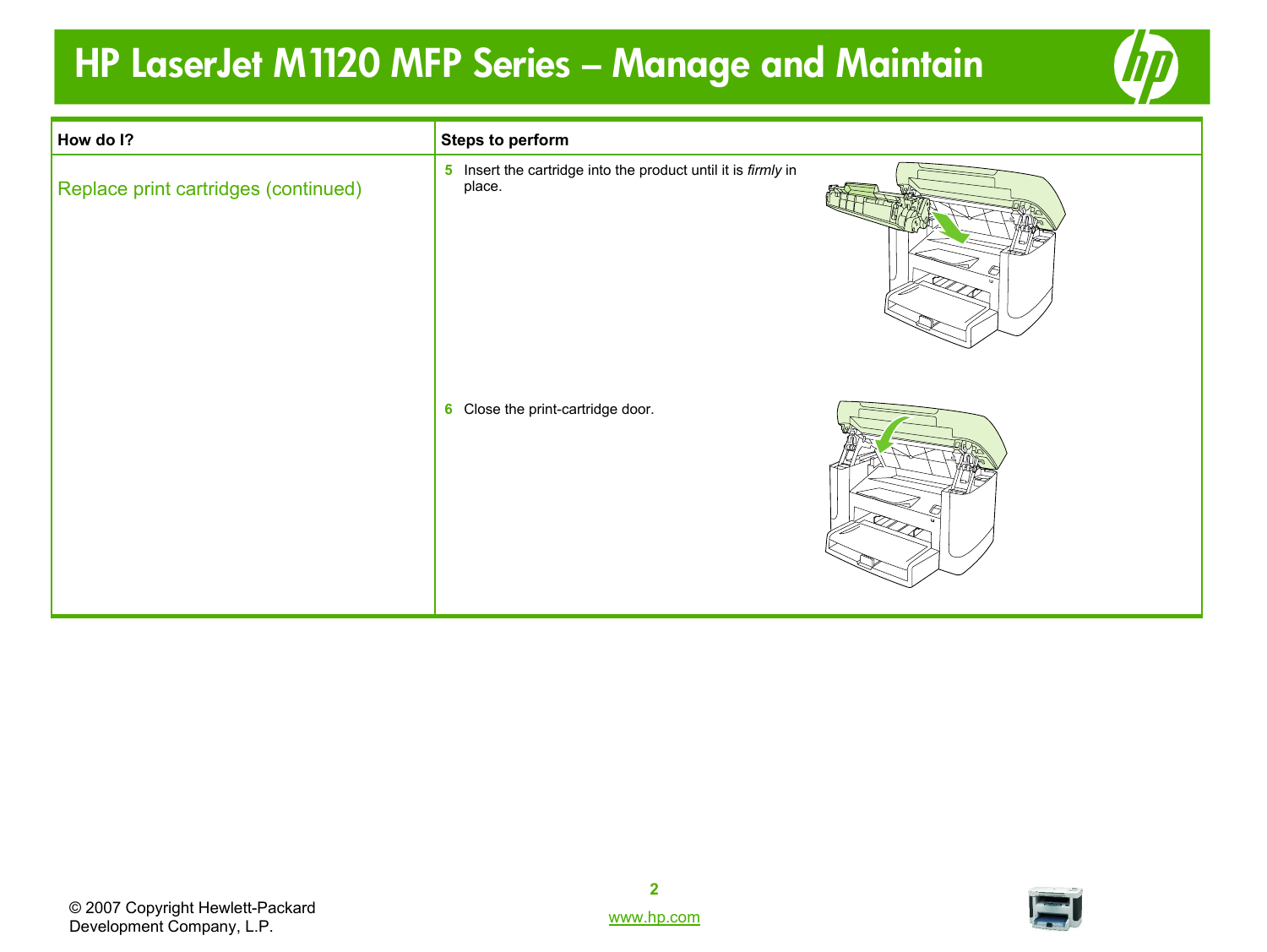# HP LaserJet M1120 MFP Series – Manage and Maintain

| How do I? | Steps to perform |
|---|---|
| Replace print cartridges (continued) | **5** Insert the cartridge into the product until it is *firmly* in place.<br><br>**6** Close the print-cartridge door. |

© 2007 Copyright Hewlett-Packard Development Company, L.P.

www.hp.com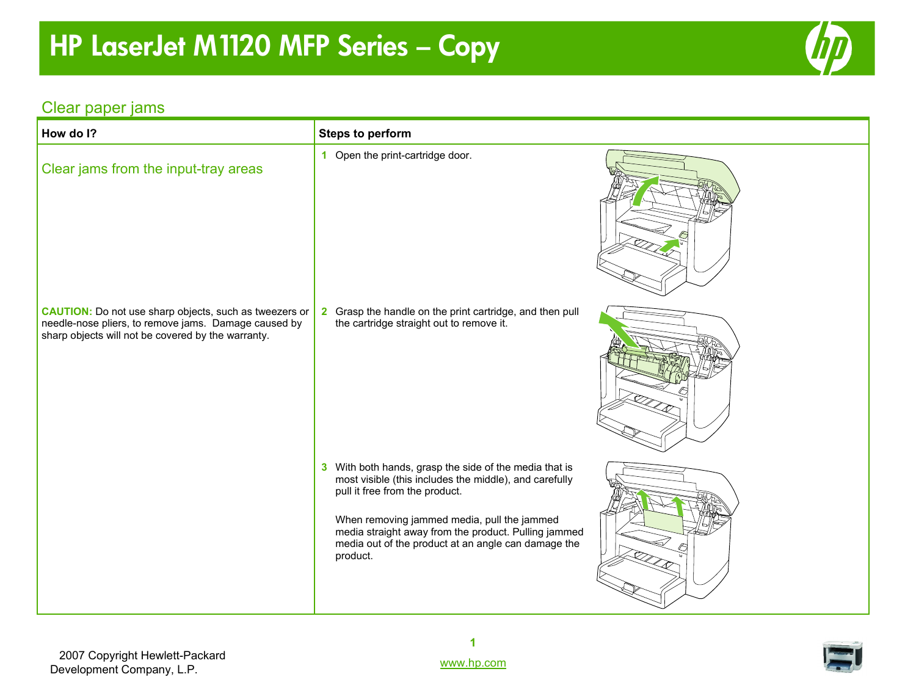# HP LaserJet M1120 MFP Series – Copy

## Clear paper jams

| How do I? | Steps to perform |
|---|---|
| Clear jams from the input-tray areas | **1** Open the print-cartridge door. |
| **CAUTION:** Do not use sharp objects, such as tweezers or needle-nose pliers, to remove jams. Damage caused by sharp objects will not be covered by the warranty. | **2** Grasp the handle on the print cartridge, and then pull the cartridge straight out to remove it. |
| | **3** With both hands, grasp the side of the media that is most visible (this includes the middle), and carefully pull it free from the product. When removing jammed media, pull the jammed media straight away from the product. Pulling jammed media out of the product at an angle can damage the product. |

2007 Copyright Hewlett-Packard Development Company, L.P.

www.hp.com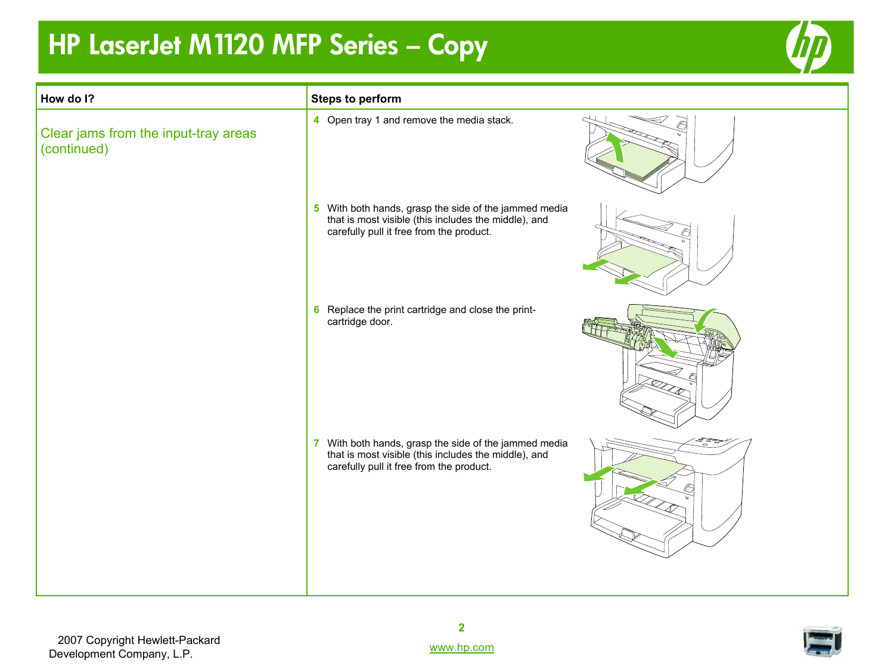# HP LaserJet M1120 MFP Series – Copy

| How do I? | Steps to perform |
|---|---|
| Clear jams from the input-tray areas (continued) | **4** Open tray 1 and remove the media stack. |
| | **5** With both hands, grasp the side of the jammed media that is most visible (this includes the middle), and carefully pull it free from the product. |
| | **6** Replace the print cartridge and close the print-cartridge door. |
| | **7** With both hands, grasp the side of the jammed media that is most visible (this includes the middle), and carefully pull it free from the product. |

2007 Copyright Hewlett-Packard Development Company, L.P.

www.hp.com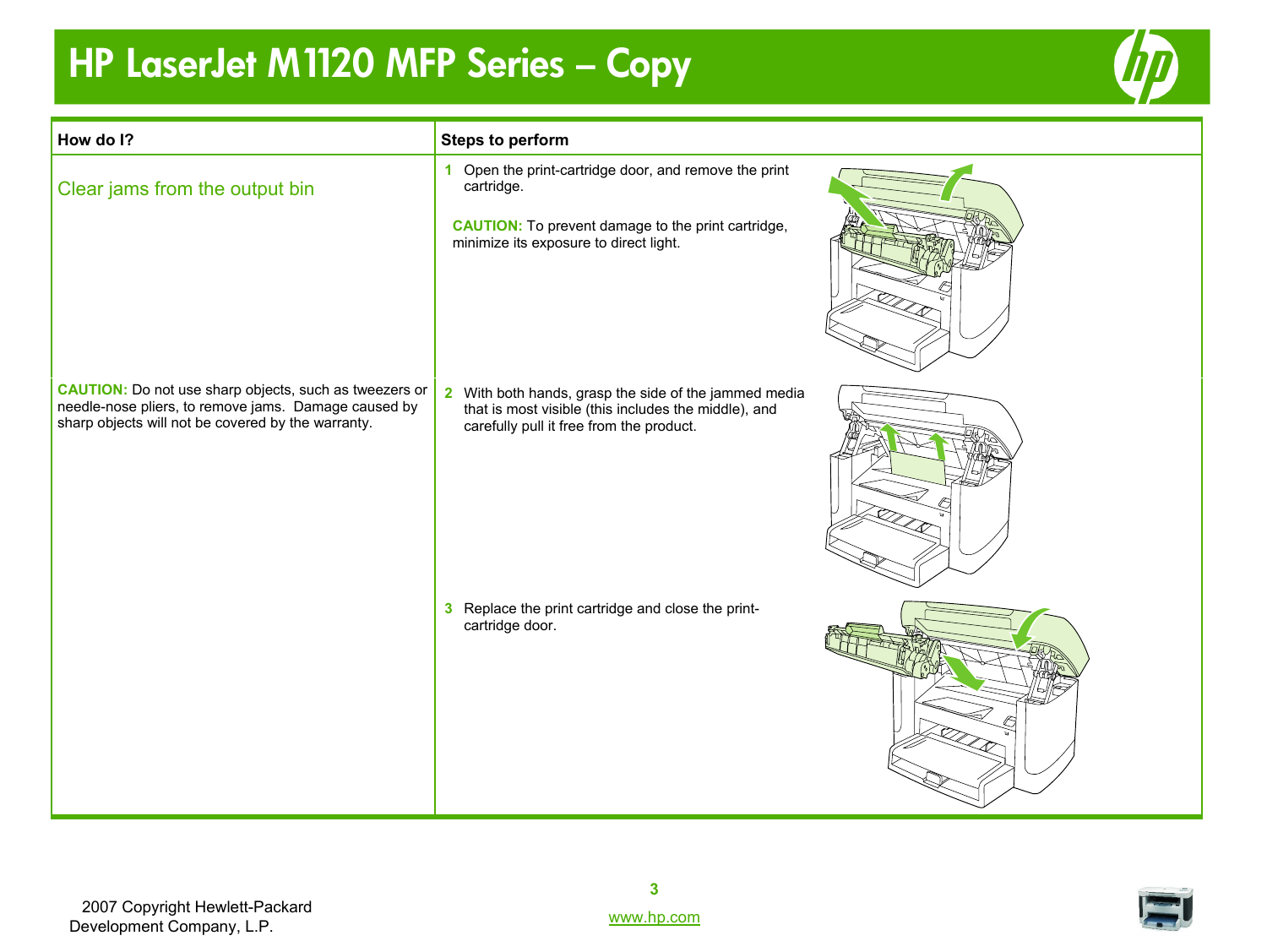# HP LaserJet M1120 MFP Series – Copy

| How do I? | Steps to perform |
|---|---|
| Clear jams from the output bin | **1** Open the print-cartridge door, and remove the print cartridge.<br><br>**CAUTION:** To prevent damage to the print cartridge, minimize its exposure to direct light. |
| **CAUTION:** Do not use sharp objects, such as tweezers or needle-nose pliers, to remove jams. Damage caused by sharp objects will not be covered by the warranty. | **2** With both hands, grasp the side of the jammed media that is most visible (this includes the middle), and carefully pull it free from the product.<br><br>**3** Replace the print cartridge and close the print-cartridge door. |

2007 Copyright Hewlett-Packard Development Company, L.P.

www.hp.com